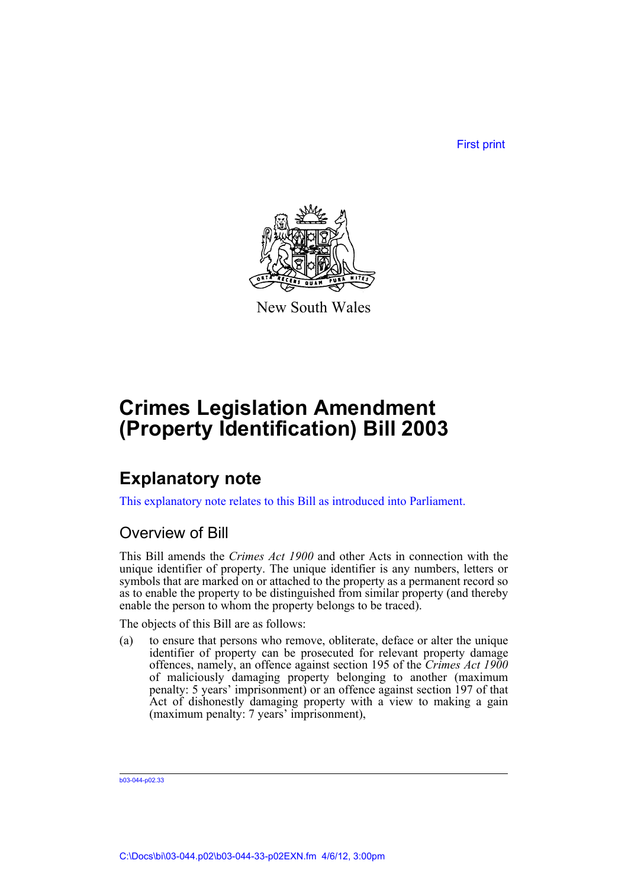First print

New South Wales

# Crimes Legislation Amendment (Property Identification) Bill 2003

## Explanatory note

This explanatory note relates to this Bill as introduced into Parliament.

### Overview of Bill

This Bill amends the *Crimes Act 1900* and other Acts in connection with the unique identifier of property. The unique identifier is any numbers, letters or symbols that are marked on or attached to the property as a permanent record so as to enable the property to be distinguished from similar property (and thereby enable the person to whom the property belongs to be traced).

The objects of this Bill are as follows:

(a) to ensure that persons who remove, obliterate, deface or alter the unique identifier of property can be prosecuted for relevant property damage offences, namely, an offence against section 195 of the *Crimes Act 1900* of maliciously damaging property belonging to another (maximum penalty: 5 years' imprisonment) or an offence against section 197 of that Act of dishonestly damaging property with a view to making a gain (maximum penalty: 7 years' imprisonment),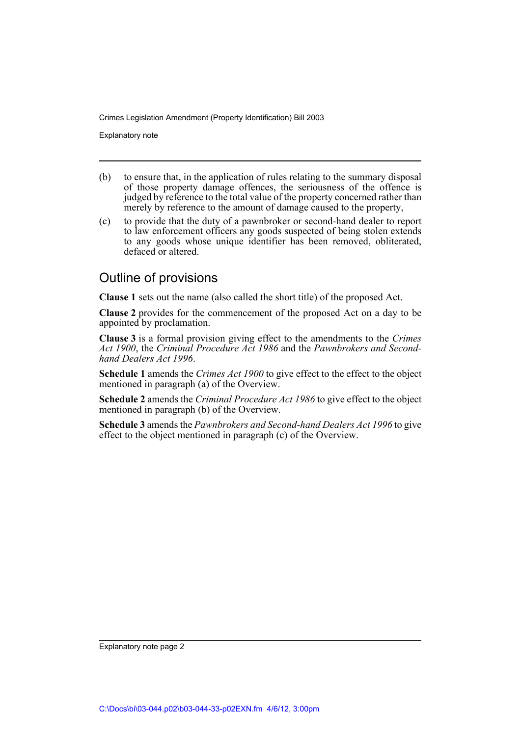(b) to ensure that, in the application of rules relating to the summary disposal of those property damage offences, the seriousness of the offence is judged by reference to the total value of the property concerned rather than merely by reference to the amount of damage caused to the property,

(c) to provide that the duty of a pawnbroker or second-hand dealer to report to law enforcement officers any goods suspected of being stolen extends to any goods whose unique identifier has been removed, obliterated, defaced or altered.

## Outline of provisions

**Clause 1** sets out the name (also called the short title) of the proposed Act.

**Clause 2** provides for the commencement of the proposed Act on a day to be appointed by proclamation.

**Clause 3** is a formal provision giving effect to the amendments to the *Crimes Act 1900*, the *Criminal Procedure Act 1986* and the *Pawnbrokers and Second-hand Dealers Act 1996*.

**Schedule 1** amends the *Crimes Act 1900* to give effect to the effect to the object mentioned in paragraph (a) of the Overview.

**Schedule 2** amends the *Criminal Procedure Act 1986* to give effect to the object mentioned in paragraph (b) of the Overview.

**Schedule 3** amends the *Pawnbrokers and Second-hand Dealers Act 1996* to give effect to the object mentioned in paragraph (c) of the Overview.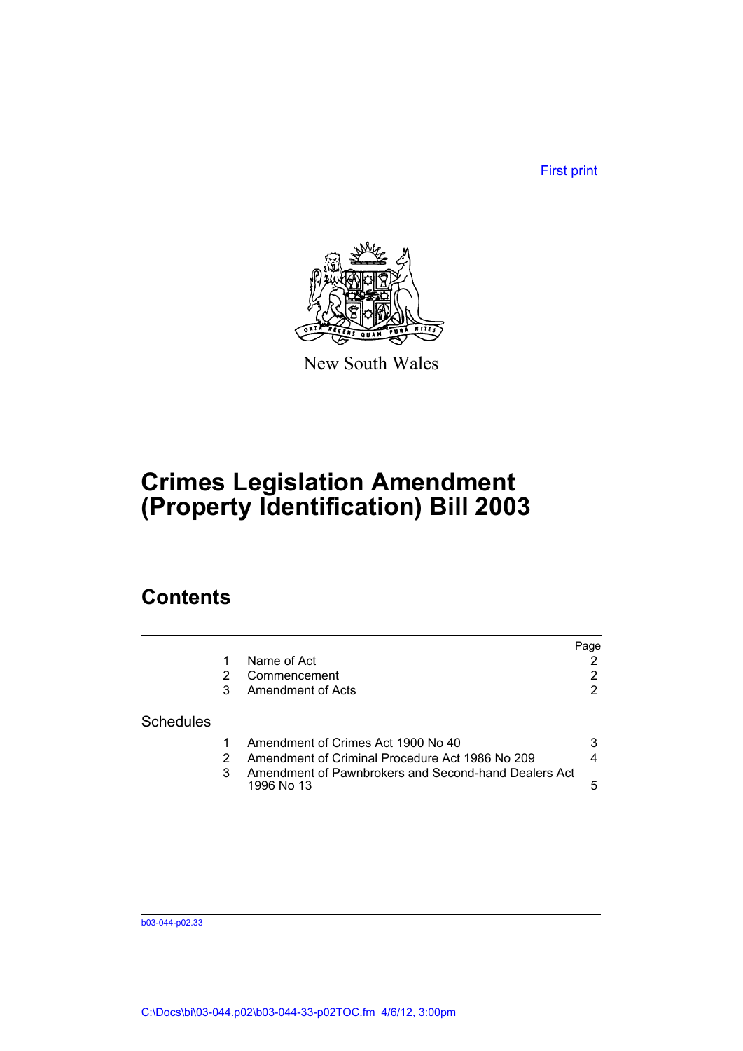First print

New South Wales

# Crimes Legislation Amendment (Property Identification) Bill 2003

## Contents

| | | | Page |
|---|---|---|---|
| | 1 | Name of Act | 2 |
| | 2 | Commencement | 2 |
| | 3 | Amendment of Acts | 2 |
| Schedules | | | |
| | 1 | Amendment of Crimes Act 1900 No 40 | 3 |
| | 2 | Amendment of Criminal Procedure Act 1986 No 209 | 4 |
| | 3 | Amendment of Pawnbrokers and Second-hand Dealers Act 1996 No 13 | 5 |

b03-044-p02.33

C:\Docs\bi\03-044.p02\b03-044-33-p02TOC.fm 4/6/12, 3:00pm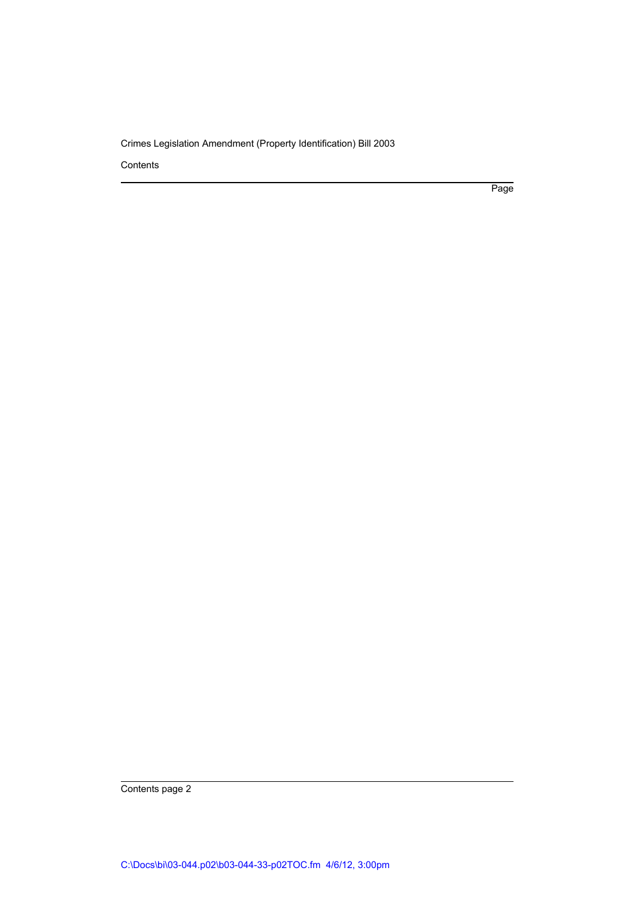Contents

Page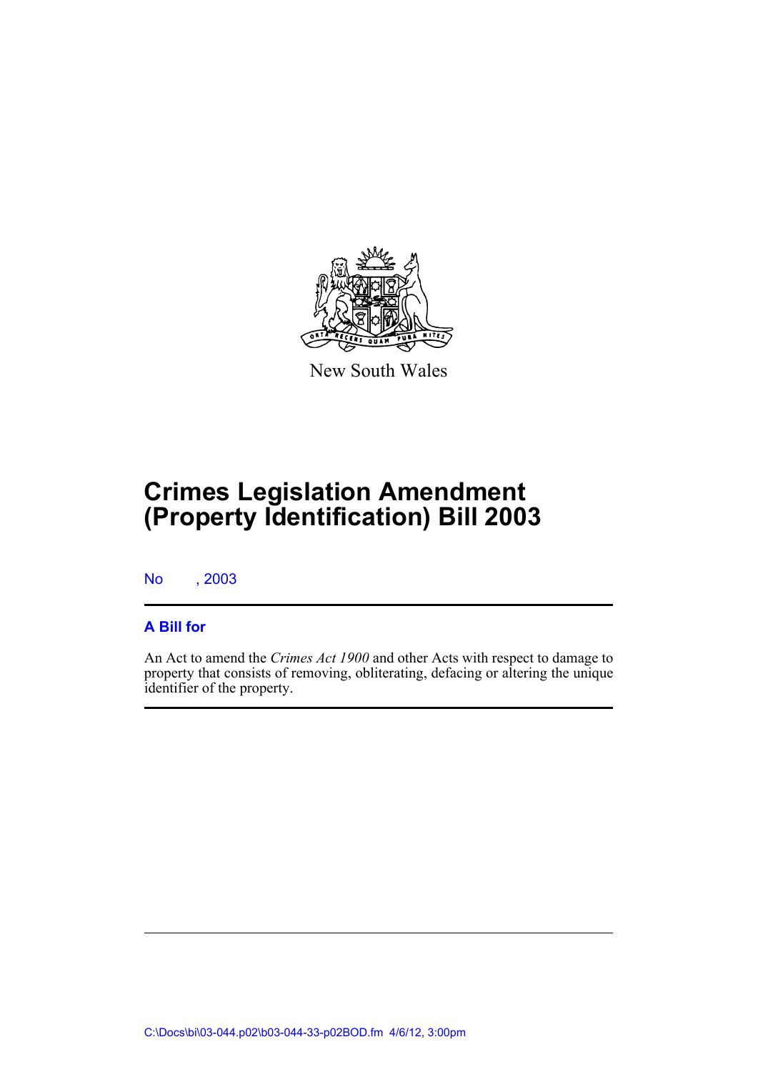New South Wales

# Crimes Legislation Amendment (Property Identification) Bill 2003

No , 2003

## A Bill for

An Act to amend the *Crimes Act 1900* and other Acts with respect to damage to property that consists of removing, obliterating, defacing or altering the unique identifier of the property.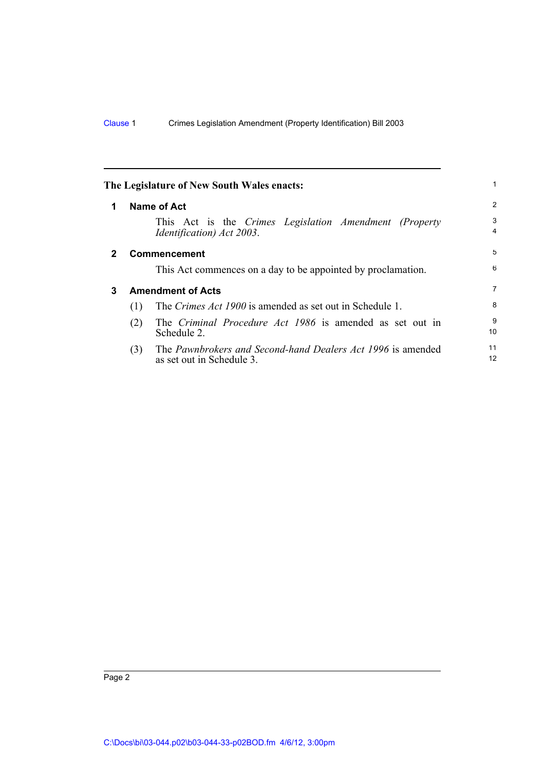**The Legislature of New South Wales enacts:**

## 1 Name of Act

This Act is the *Crimes Legislation Amendment (Property Identification) Act 2003*.

## 2 Commencement

This Act commences on a day to be appointed by proclamation.

## 3 Amendment of Acts

(1) The *Crimes Act 1900* is amended as set out in Schedule 1.

(2) The *Criminal Procedure Act 1986* is amended as set out in Schedule 2.

(3) The *Pawnbrokers and Second-hand Dealers Act 1996* is amended as set out in Schedule 3.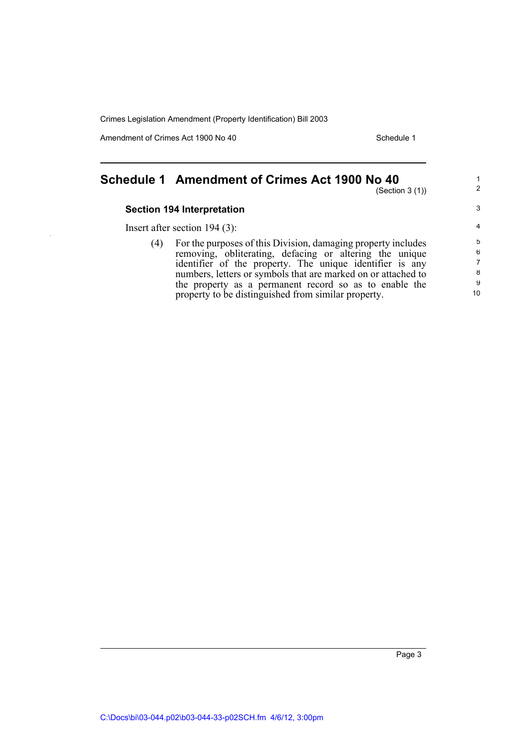# Schedule 1 Amendment of Crimes Act 1900 No 40

(Section 3 (1))

### Section 194 Interpretation

Insert after section 194 (3):

(4) For the purposes of this Division, damaging property includes removing, obliterating, defacing or altering the unique identifier of the property. The unique identifier is any numbers, letters or symbols that are marked on or attached to the property as a permanent record so as to enable the property to be distinguished from similar property.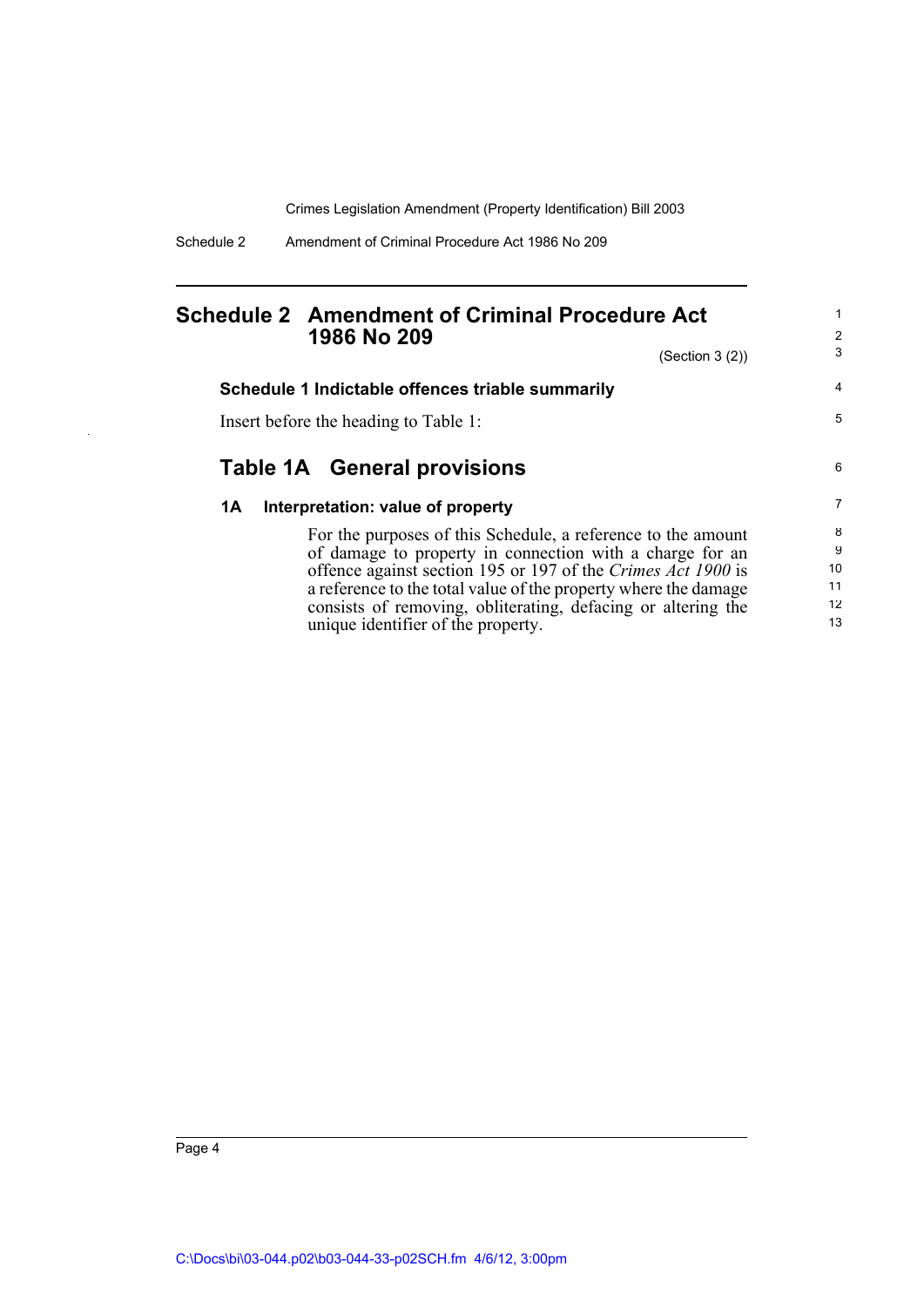# Schedule 2 Amendment of Criminal Procedure Act 1986 No 209

(Section 3 (2))

### Schedule 1 Indictable offences triable summarily

Insert before the heading to Table 1:

## Table 1A General provisions

### 1A Interpretation: value of property

For the purposes of this Schedule, a reference to the amount of damage to property in connection with a charge for an offence against section 195 or 197 of the *Crimes Act 1900* is a reference to the total value of the property where the damage consists of removing, obliterating, defacing or altering the unique identifier of the property.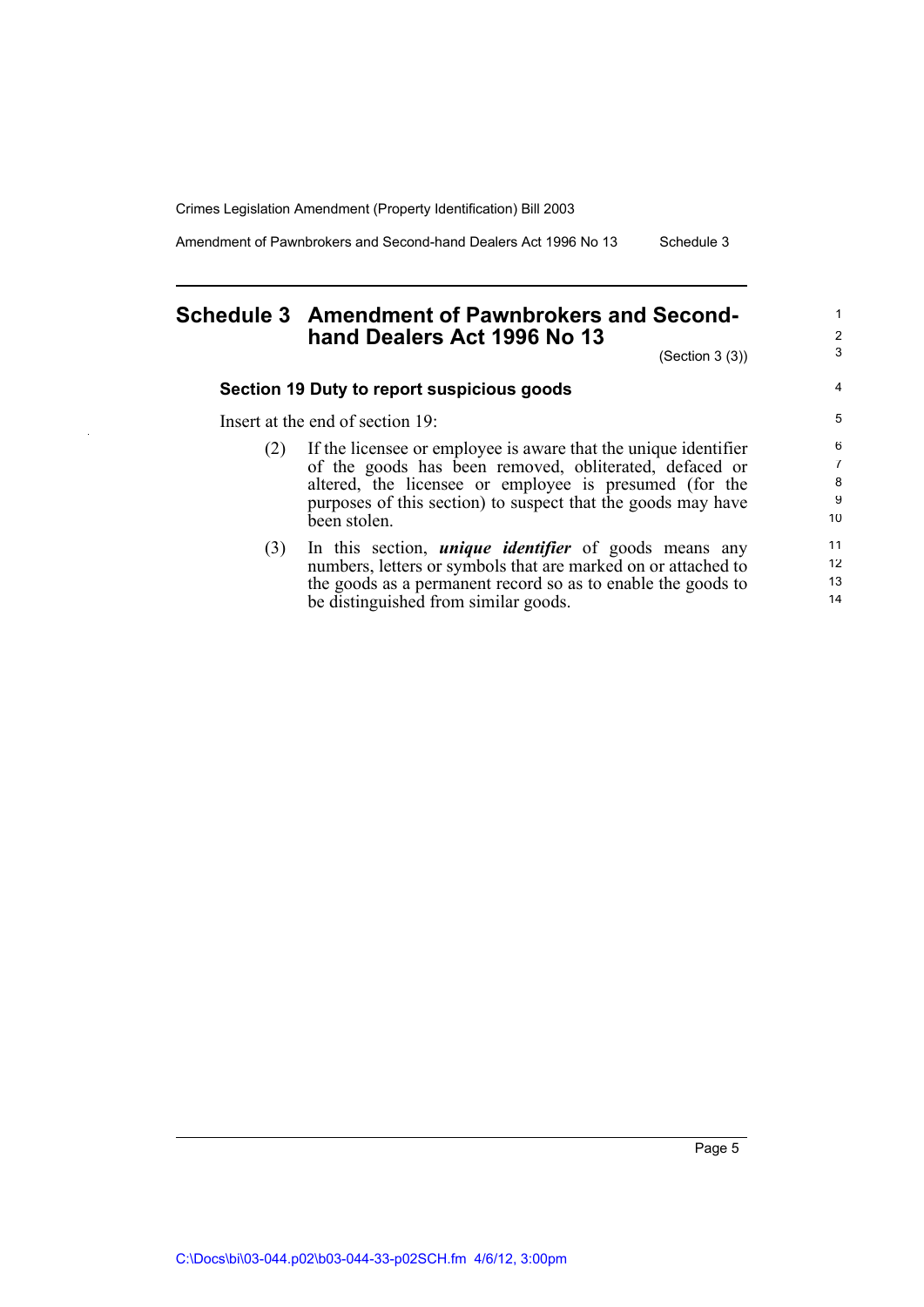# Schedule 3 Amendment of Pawnbrokers and Second-hand Dealers Act 1996 No 13

(Section 3 (3))

### Section 19 Duty to report suspicious goods

Insert at the end of section 19:

(2) If the licensee or employee is aware that the unique identifier of the goods has been removed, obliterated, defaced or altered, the licensee or employee is presumed (for the purposes of this section) to suspect that the goods may have been stolen.

(3) In this section, ***unique identifier*** of goods means any numbers, letters or symbols that are marked on or attached to the goods as a permanent record so as to enable the goods to be distinguished from similar goods.